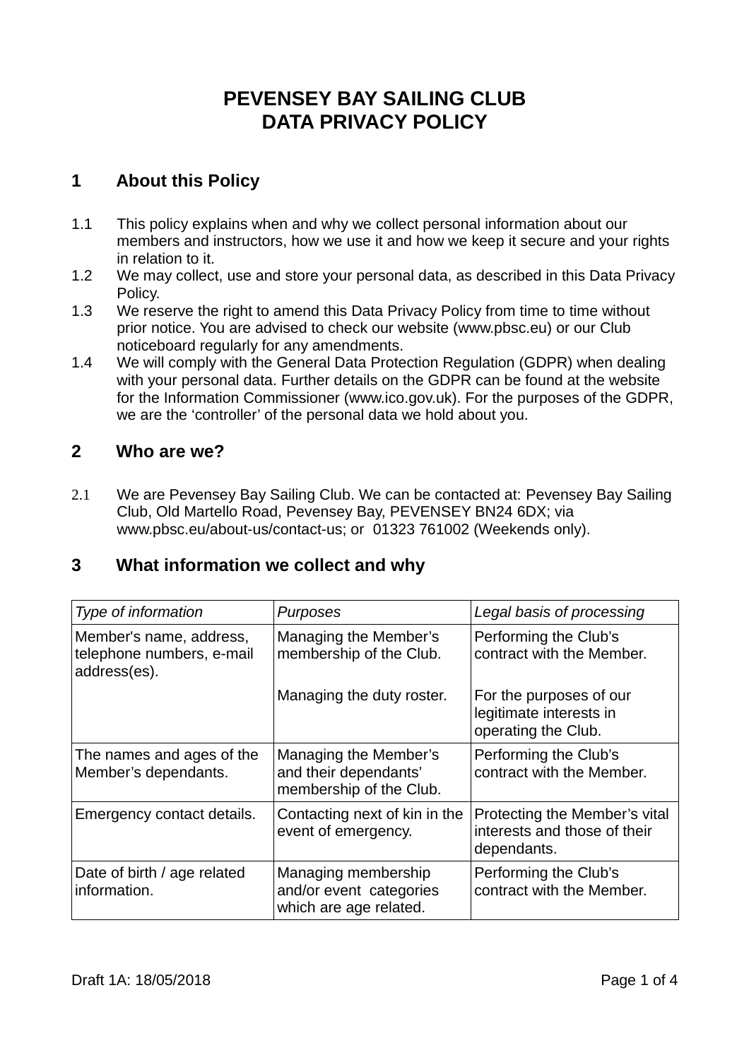# PEVENSEY BAY SAILING CLUB
# DATA PRIVACY POLICY

## 1 About this Policy

1.1 This policy explains when and why we collect personal information about our members and instructors, how we use it and how we keep it secure and your rights in relation to it.

1.2 We may collect, use and store your personal data, as described in this Data Privacy Policy.

1.3 We reserve the right to amend this Data Privacy Policy from time to time without prior notice. You are advised to check our website (www.pbsc.eu) or our Club noticeboard regularly for any amendments.

1.4 We will comply with the General Data Protection Regulation (GDPR) when dealing with your personal data. Further details on the GDPR can be found at the website for the Information Commissioner (www.ico.gov.uk). For the purposes of the GDPR, we are the 'controller' of the personal data we hold about you.

## 2 Who are we?

2.1 We are Pevensey Bay Sailing Club. We can be contacted at: Pevensey Bay Sailing Club, Old Martello Road, Pevensey Bay, PEVENSEY BN24 6DX; via www.pbsc.eu/about-us/contact-us; or 01323 761002 (Weekends only).

## 3 What information we collect and why

| *Type of information* | *Purposes* | *Legal basis of processing* |
|---|---|---|
| Member's name, address, telephone numbers, e-mail address(es). | Managing the Member's membership of the Club. | Performing the Club's contract with the Member. |
| | Managing the duty roster. | For the purposes of our legitimate interests in operating the Club. |
| The names and ages of the Member's dependants. | Managing the Member's and their dependants' membership of the Club. | Performing the Club's contract with the Member. |
| Emergency contact details. | Contacting next of kin in the event of emergency. | Protecting the Member's vital interests and those of their dependants. |
| Date of birth / age related information. | Managing membership and/or event categories which are age related. | Performing the Club's contract with the Member. |

Draft 1A: 18/05/2018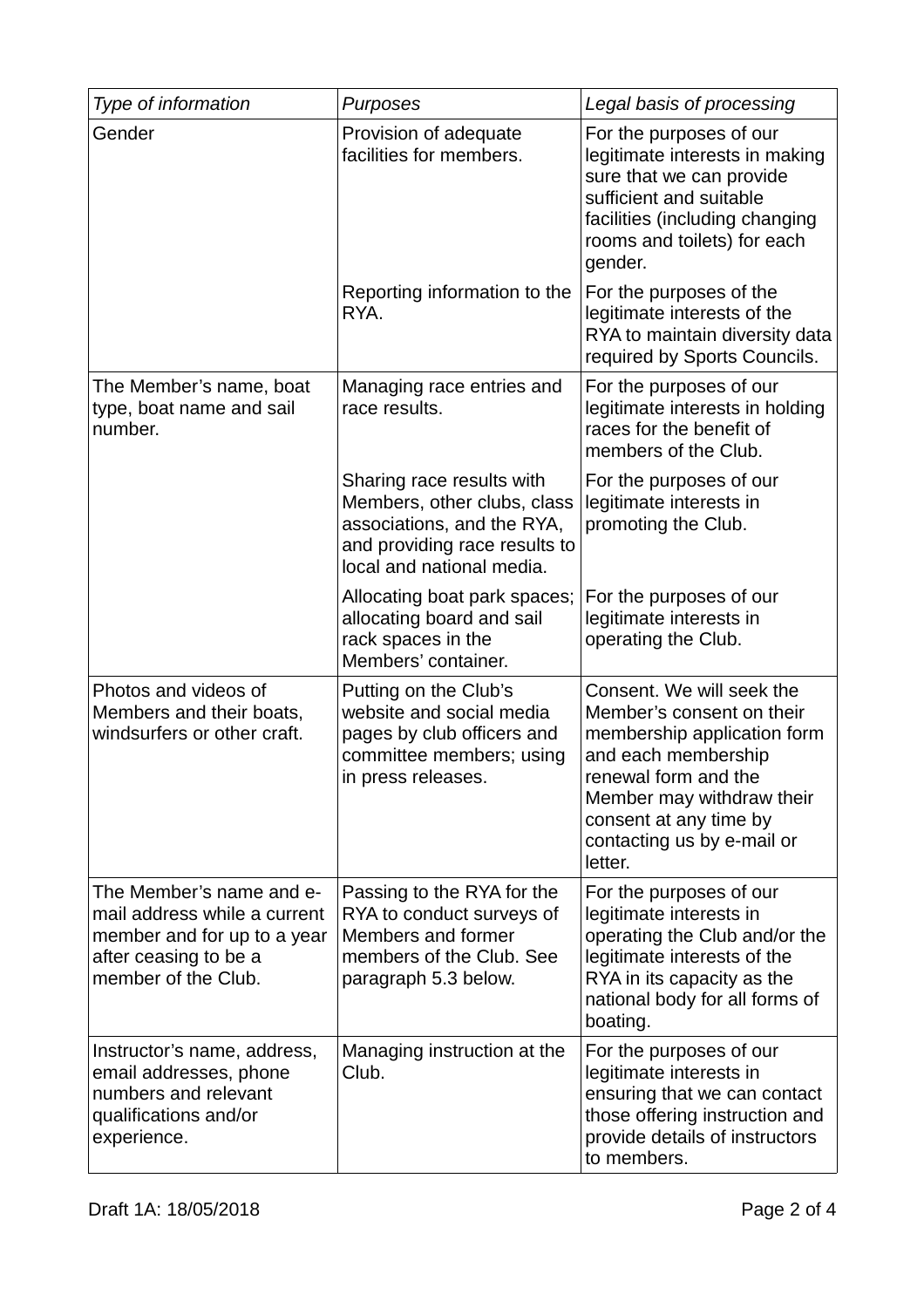| *Type of information* | *Purposes* | *Legal basis of processing* |
|---|---|---|
| Gender | Provision of adequate facilities for members. | For the purposes of our legitimate interests in making sure that we can provide sufficient and suitable facilities (including changing rooms and toilets) for each gender. |
| | Reporting information to the RYA. | For the purposes of the legitimate interests of the RYA to maintain diversity data required by Sports Councils. |
| The Member's name, boat type, boat name and sail number. | Managing race entries and race results. | For the purposes of our legitimate interests in holding races for the benefit of members of the Club. |
| | Sharing race results with Members, other clubs, class associations, and the RYA, and providing race results to local and national media. | For the purposes of our legitimate interests in promoting the Club. |
| | Allocating boat park spaces; allocating board and sail rack spaces in the Members' container. | For the purposes of our legitimate interests in operating the Club. |
| Photos and videos of Members and their boats, windsurfers or other craft. | Putting on the Club's website and social media pages by club officers and committee members; using in press releases. | Consent. We will seek the Member's consent on their membership application form and each membership renewal form and the Member may withdraw their consent at any time by contacting us by e-mail or letter. |
| The Member's name and e-mail address while a current member and for up to a year after ceasing to be a member of the Club. | Passing to the RYA for the RYA to conduct surveys of Members and former members of the Club. See paragraph 5.3 below. | For the purposes of our legitimate interests in operating the Club and/or the legitimate interests of the RYA in its capacity as the national body for all forms of boating. |
| Instructor's name, address, email addresses, phone numbers and relevant qualifications and/or experience. | Managing instruction at the Club. | For the purposes of our legitimate interests in ensuring that we can contact those offering instruction and provide details of instructors to members. |

Draft 1A: 18/05/2018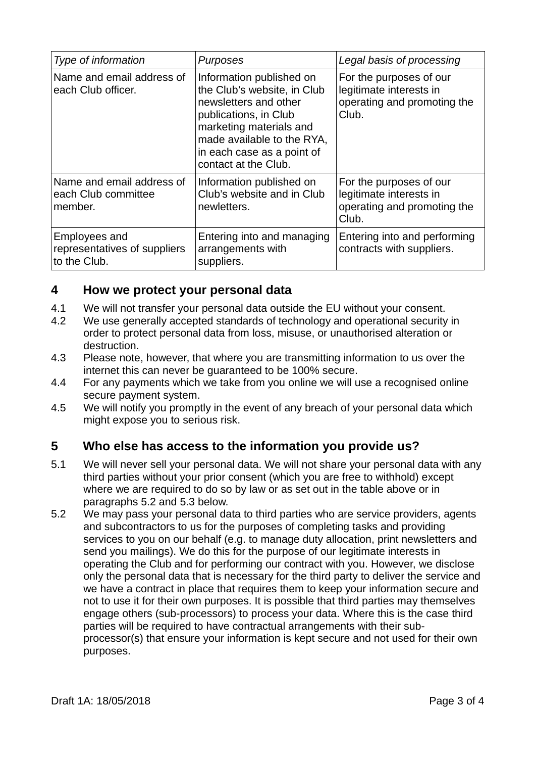| *Type of information* | *Purposes* | *Legal basis of processing* |
|---|---|---|
| Name and email address of each Club officer. | Information published on the Club's website, in Club newsletters and other publications, in Club marketing materials and made available to the RYA, in each case as a point of contact at the Club. | For the purposes of our legitimate interests in operating and promoting the Club. |
| Name and email address of each Club committee member. | Information published on Club's website and in Club newletters. | For the purposes of our legitimate interests in operating and promoting the Club. |
| Employees and representatives of suppliers to the Club. | Entering into and managing arrangements with suppliers. | Entering into and performing contracts with suppliers. |

## 4 How we protect your personal data

4.1 We will not transfer your personal data outside the EU without your consent.

4.2 We use generally accepted standards of technology and operational security in order to protect personal data from loss, misuse, or unauthorised alteration or destruction.

4.3 Please note, however, that where you are transmitting information to us over the internet this can never be guaranteed to be 100% secure.

4.4 For any payments which we take from you online we will use a recognised online secure payment system.

4.5 We will notify you promptly in the event of any breach of your personal data which might expose you to serious risk.

## 5 Who else has access to the information you provide us?

5.1 We will never sell your personal data. We will not share your personal data with any third parties without your prior consent (which you are free to withhold) except where we are required to do so by law or as set out in the table above or in paragraphs 5.2 and 5.3 below.

5.2 We may pass your personal data to third parties who are service providers, agents and subcontractors to us for the purposes of completing tasks and providing services to you on our behalf (e.g. to manage duty allocation, print newsletters and send you mailings). We do this for the purpose of our legitimate interests in operating the Club and for performing our contract with you. However, we disclose only the personal data that is necessary for the third party to deliver the service and we have a contract in place that requires them to keep your information secure and not to use it for their own purposes. It is possible that third parties may themselves engage others (sub-processors) to process your data. Where this is the case third parties will be required to have contractual arrangements with their sub-processor(s) that ensure your information is kept secure and not used for their own purposes.

Draft 1A: 18/05/2018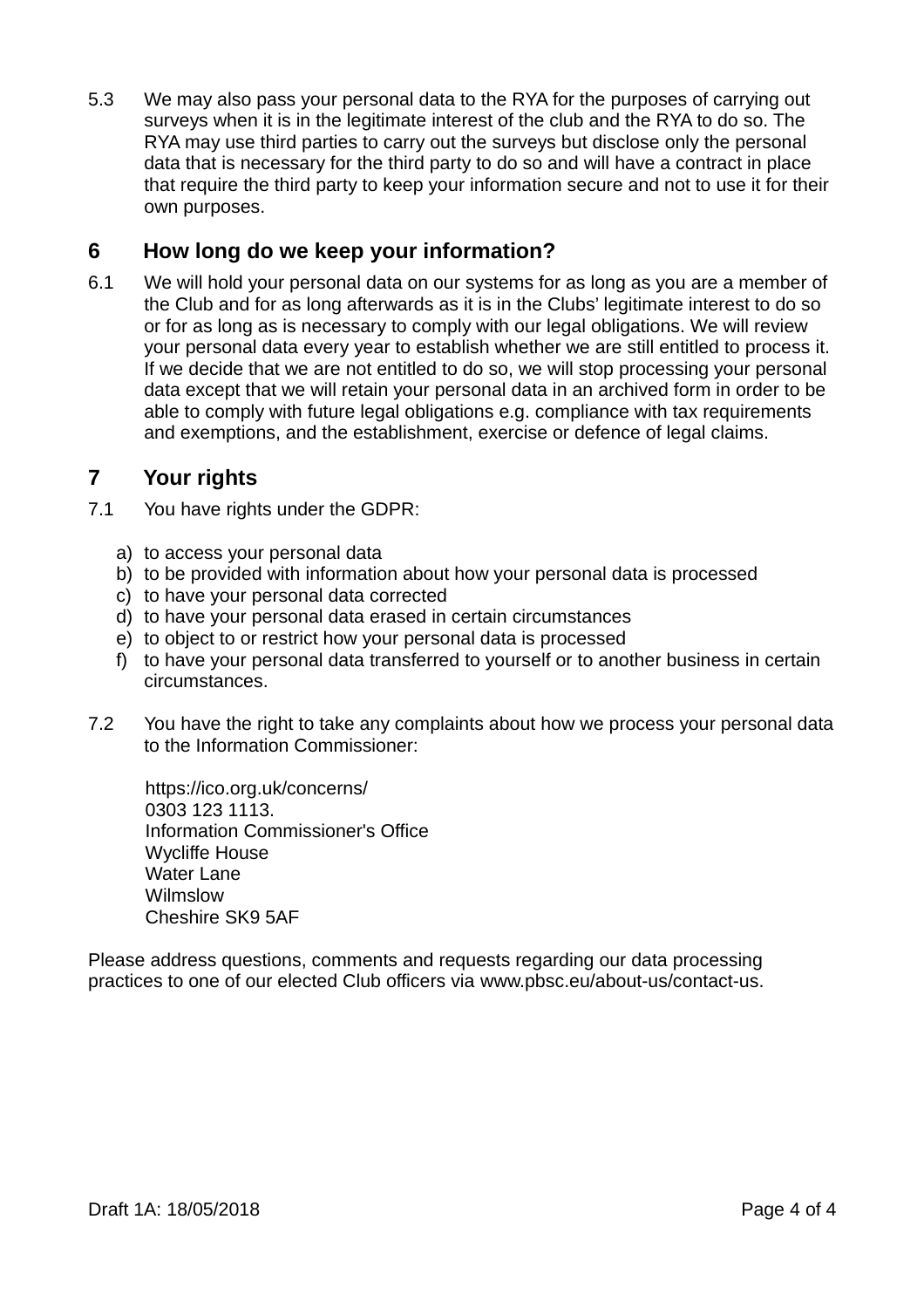5.3 We may also pass your personal data to the RYA for the purposes of carrying out surveys when it is in the legitimate interest of the club and the RYA to do so. The RYA may use third parties to carry out the surveys but disclose only the personal data that is necessary for the third party to do so and will have a contract in place that require the third party to keep your information secure and not to use it for their own purposes.

## 6 How long do we keep your information?

6.1 We will hold your personal data on our systems for as long as you are a member of the Club and for as long afterwards as it is in the Clubs' legitimate interest to do so or for as long as is necessary to comply with our legal obligations. We will review your personal data every year to establish whether we are still entitled to process it. If we decide that we are not entitled to do so, we will stop processing your personal data except that we will retain your personal data in an archived form in order to be able to comply with future legal obligations e.g. compliance with tax requirements and exemptions, and the establishment, exercise or defence of legal claims.

## 7 Your rights

7.1 You have rights under the GDPR:

a) to access your personal data
b) to be provided with information about how your personal data is processed
c) to have your personal data corrected
d) to have your personal data erased in certain circumstances
e) to object to or restrict how your personal data is processed
f) to have your personal data transferred to yourself or to another business in certain circumstances.

7.2 You have the right to take any complaints about how we process your personal data to the Information Commissioner:

https://ico.org.uk/concerns/
0303 123 1113.
Information Commissioner's Office
Wycliffe House
Water Lane
Wilmslow
Cheshire SK9 5AF

Please address questions, comments and requests regarding our data processing practices to one of our elected Club officers via www.pbsc.eu/about-us/contact-us.

Draft 1A: 18/05/2018